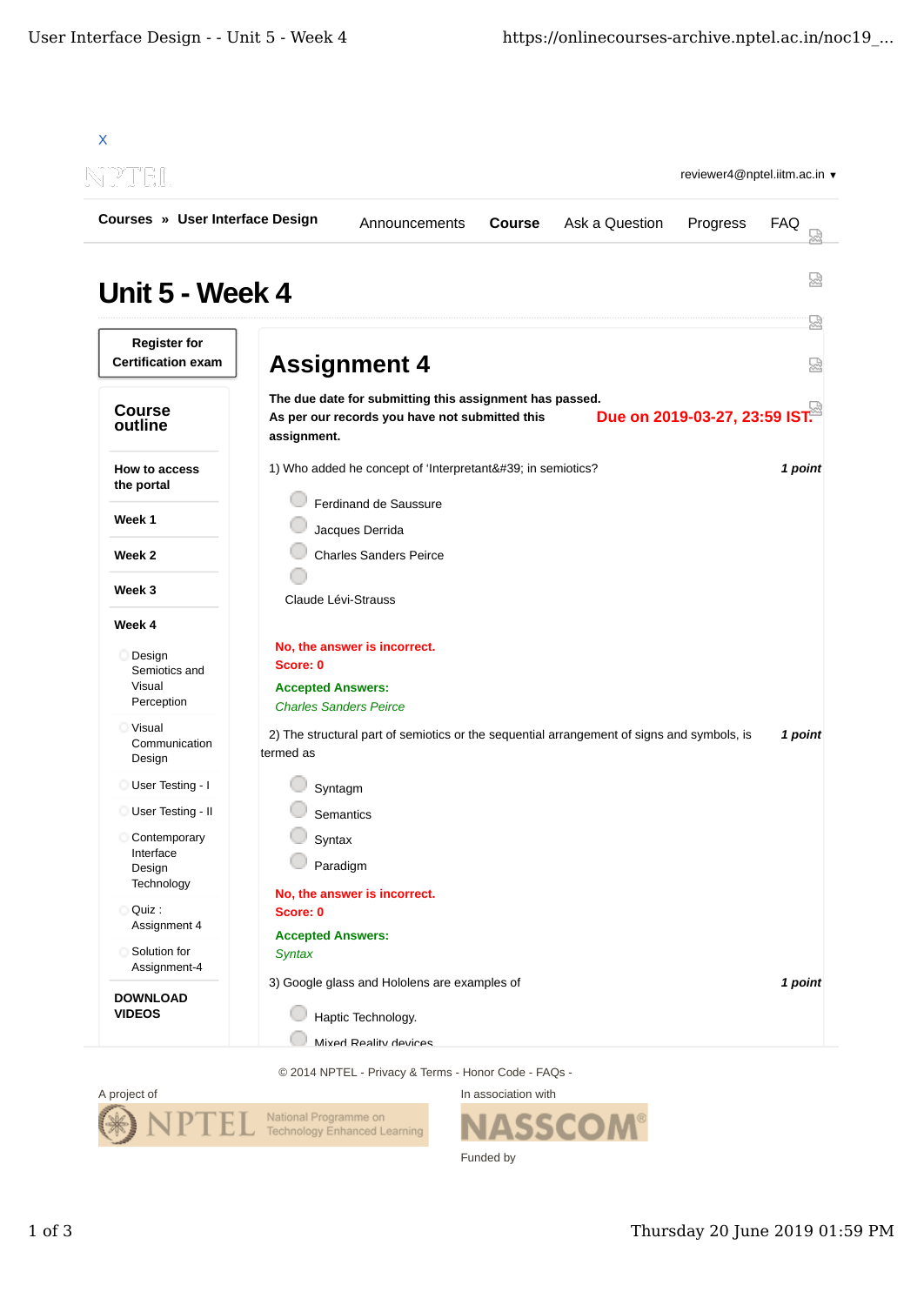X

reviewer4@nptel.iitm.ac.in ▾

**Courses » User Interface Design**

Announcements **Course** Ask a Question Progress FAQ

# Unit 5 - Week 4

**Register for Certification exam**

## Course outline

**How to access the portal**

**Week 1**

**Week 2**

**Week 3**

**Week 4**

- Design Semiotics and Visual Perception
- Visual Communication Design
- User Testing - I
- User Testing - II
- Contemporary Interface Design Technology
- Quiz : Assignment 4
- Solution for Assignment-4

**DOWNLOAD VIDEOS**

## Assignment 4

**The due date for submitting this assignment has passed.**
**As per our records you have not submitted this assignment.**

**Due on 2019-03-27, 23:59 IST.**

1) Who added he concept of 'Interpretant&#39; in semiotics? ***1 point***

- Ferdinand de Saussure
- Jacques Derrida
- Charles Sanders Peirce
- Claude Lévi-Strauss

**No, the answer is incorrect.**
**Score: 0**

**Accepted Answers:**
*Charles Sanders Peirce*

2) The structural part of semiotics or the sequential arrangement of signs and symbols, is termed as ***1 point***

- Syntagm
- Semantics
- Syntax
- Paradigm

**No, the answer is incorrect.**
**Score: 0**

**Accepted Answers:**
*Syntax*

3) Google glass and Hololens are examples of ***1 point***

- Haptic Technology.
- Mixed Reality devices

© 2014 NPTEL - Privacy & Terms - Honor Code - FAQs -

A project of NPTEL National Programme on Technology Enhanced Learning

In association with NASSCOM

Funded by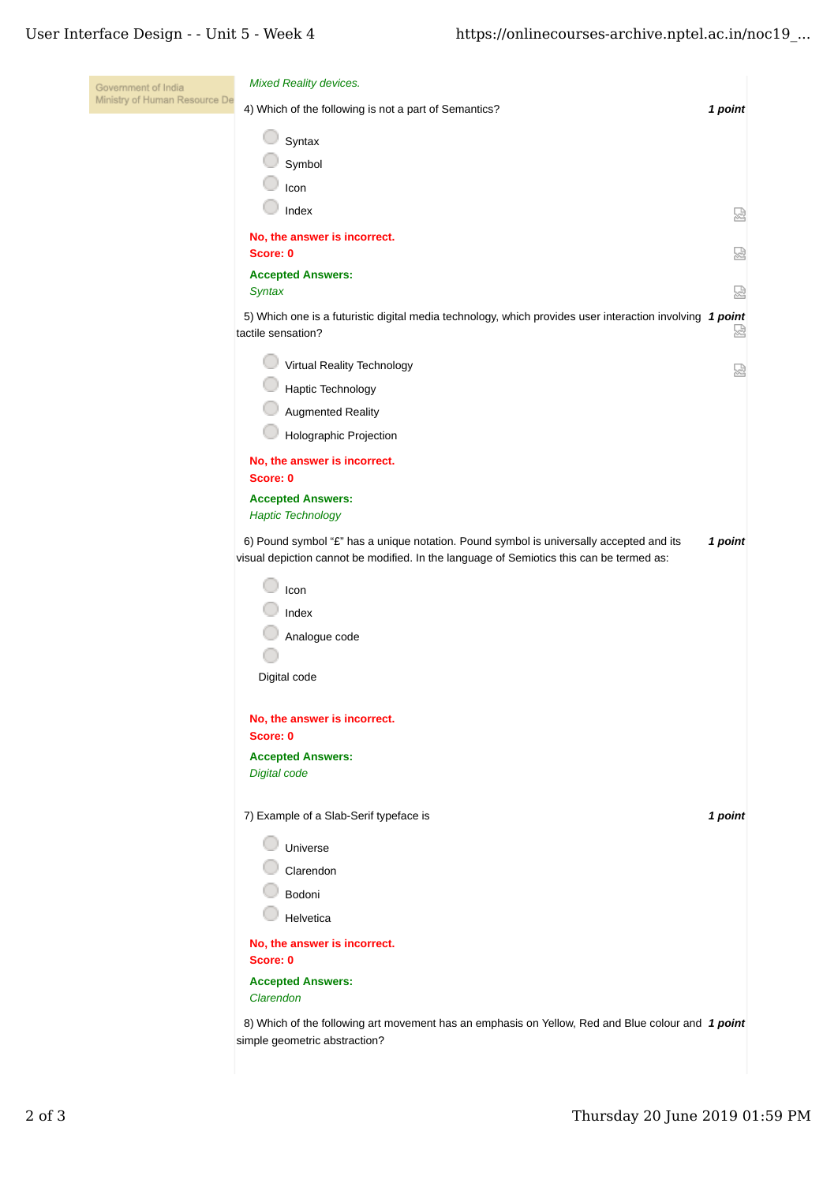*Mixed Reality devices.*

4) Which of the following is not a part of Semantics? **1 point**

- Syntax
- Symbol
- Icon
- Index

**No, the answer is incorrect.**
**Score: 0**

**Accepted Answers:**
*Syntax*

5) Which one is a futuristic digital media technology, which provides user interaction involving tactile sensation? **1 point**

- Virtual Reality Technology
- Haptic Technology
- Augmented Reality
- Holographic Projection

**No, the answer is incorrect.**
**Score: 0**

**Accepted Answers:**
*Haptic Technology*

6) Pound symbol "£" has a unique notation. Pound symbol is universally accepted and its visual depiction cannot be modified. In the language of Semiotics this can be termed as: **1 point**

- Icon
- Index
- Analogue code
- Digital code

**No, the answer is incorrect.**
**Score: 0**

**Accepted Answers:**
*Digital code*

7) Example of a Slab-Serif typeface is **1 point**

- Universe
- Clarendon
- Bodoni
- Helvetica

**No, the answer is incorrect.**
**Score: 0**

**Accepted Answers:**
*Clarendon*

8) Which of the following art movement has an emphasis on Yellow, Red and Blue colour and simple geometric abstraction? **1 point**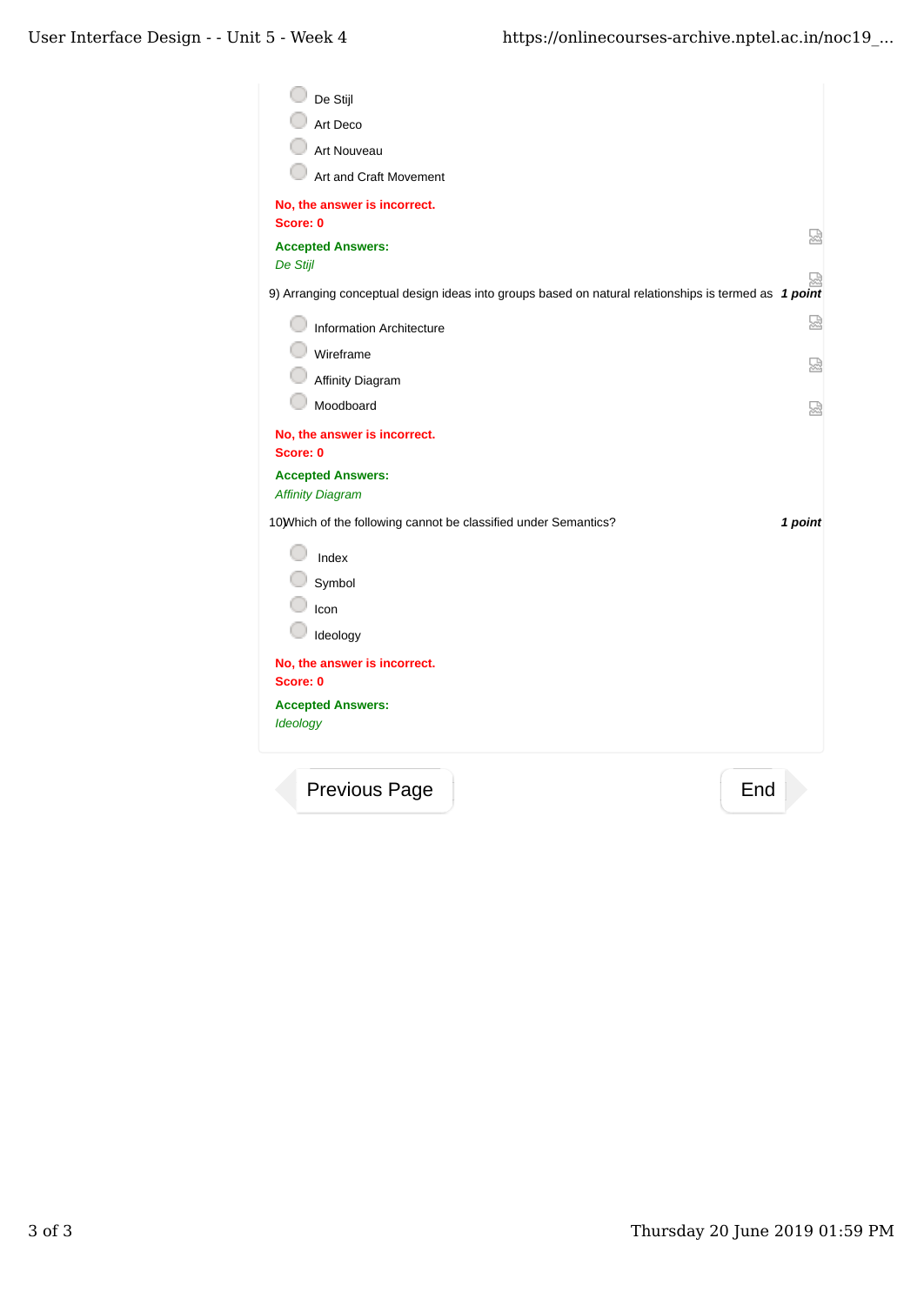- De Stijl
- Art Deco
- Art Nouveau
- Art and Craft Movement

**No, the answer is incorrect.**
**Score: 0**

**Accepted Answers:**
*De Stijl*

9) Arranging conceptual design ideas into groups based on natural relationships is termed as ***1 point***

- Information Architecture
- Wireframe
- Affinity Diagram
- Moodboard

**No, the answer is incorrect.**
**Score: 0**

**Accepted Answers:**
*Affinity Diagram*

10) Which of the following cannot be classified under Semantics? ***1 point***

- Index
- Symbol
- Icon
- Ideology

**No, the answer is incorrect.**
**Score: 0**

**Accepted Answers:**
*Ideology*

Previous Page | End